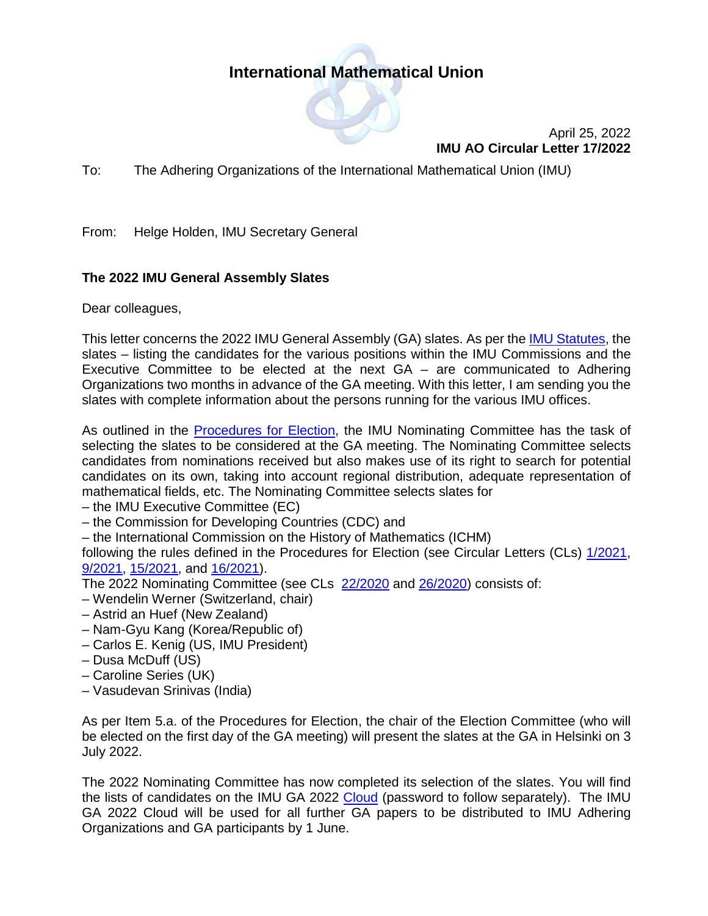# International Mathematical Union

April 25, 2022
**IMU AO Circular Letter 17/2022**

To: The Adhering Organizations of the International Mathematical Union (IMU)

From: Helge Holden, IMU Secretary General

**The 2022 IMU General Assembly Slates**

Dear colleagues,

This letter concerns the 2022 IMU General Assembly (GA) slates. As per the IMU Statutes, the slates – listing the candidates for the various positions within the IMU Commissions and the Executive Committee to be elected at the next GA – are communicated to Adhering Organizations two months in advance of the GA meeting. With this letter, I am sending you the slates with complete information about the persons running for the various IMU offices.

As outlined in the Procedures for Election, the IMU Nominating Committee has the task of selecting the slates to be considered at the GA meeting. The Nominating Committee selects candidates from nominations received but also makes use of its right to search for potential candidates on its own, taking into account regional distribution, adequate representation of mathematical fields, etc. The Nominating Committee selects slates for

– the IMU Executive Committee (EC)
– the Commission for Developing Countries (CDC) and
– the International Commission on the History of Mathematics (ICHM)

following the rules defined in the Procedures for Election (see Circular Letters (CLs) 1/2021, 9/2021, 15/2021, and 16/2021).

The 2022 Nominating Committee (see CLs 22/2020 and 26/2020) consists of:

– Wendelin Werner (Switzerland, chair)
– Astrid an Huef (New Zealand)
– Nam-Gyu Kang (Korea/Republic of)
– Carlos E. Kenig (US, IMU President)
– Dusa McDuff (US)
– Caroline Series (UK)
– Vasudevan Srinivas (India)

As per Item 5.a. of the Procedures for Election, the chair of the Election Committee (who will be elected on the first day of the GA meeting) will present the slates at the GA in Helsinki on 3 July 2022.

The 2022 Nominating Committee has now completed its selection of the slates. You will find the lists of candidates on the IMU GA 2022 Cloud (password to follow separately). The IMU GA 2022 Cloud will be used for all further GA papers to be distributed to IMU Adhering Organizations and GA participants by 1 June.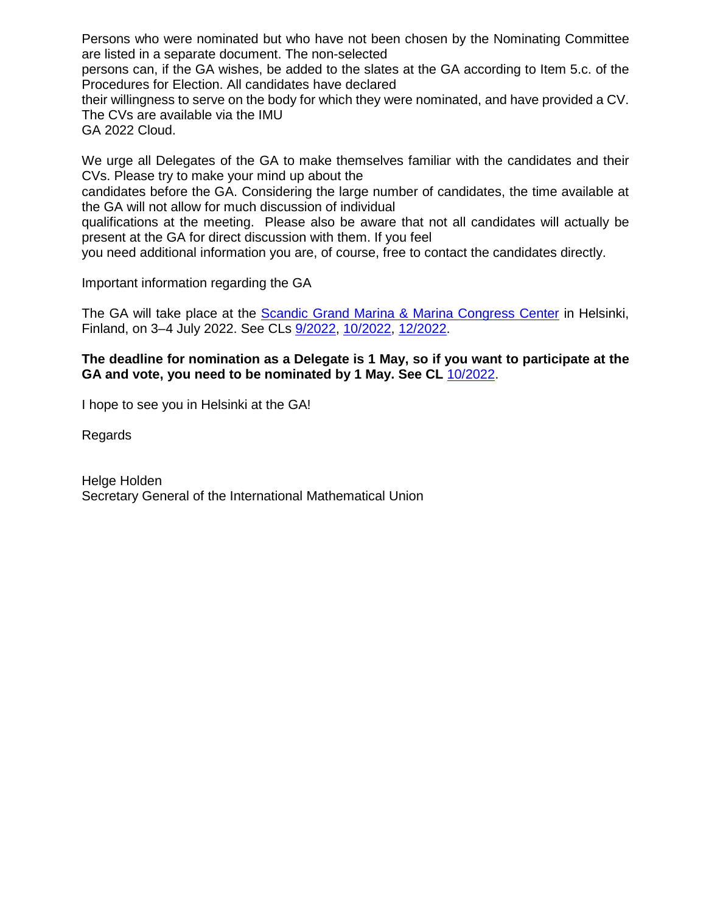Persons who were nominated but who have not been chosen by the Nominating Committee are listed in a separate document. The non-selected persons can, if the GA wishes, be added to the slates at the GA according to Item 5.c. of the Procedures for Election. All candidates have declared their willingness to serve on the body for which they were nominated, and have provided a CV. The CVs are available via the IMU GA 2022 Cloud.

We urge all Delegates of the GA to make themselves familiar with the candidates and their CVs. Please try to make your mind up about the candidates before the GA. Considering the large number of candidates, the time available at the GA will not allow for much discussion of individual qualifications at the meeting.  Please also be aware that not all candidates will actually be present at the GA for direct discussion with them. If you feel you need additional information you are, of course, free to contact the candidates directly.

Important information regarding the GA

The GA will take place at the Scandic Grand Marina & Marina Congress Center in Helsinki, Finland, on 3–4 July 2022. See CLs 9/2022, 10/2022, 12/2022.

**The deadline for nomination as a Delegate is 1 May, so if you want to participate at the GA and vote, you need to be nominated by 1 May. See CL** 10/2022.

I hope to see you in Helsinki at the GA!

Regards

Helge Holden
Secretary General of the International Mathematical Union